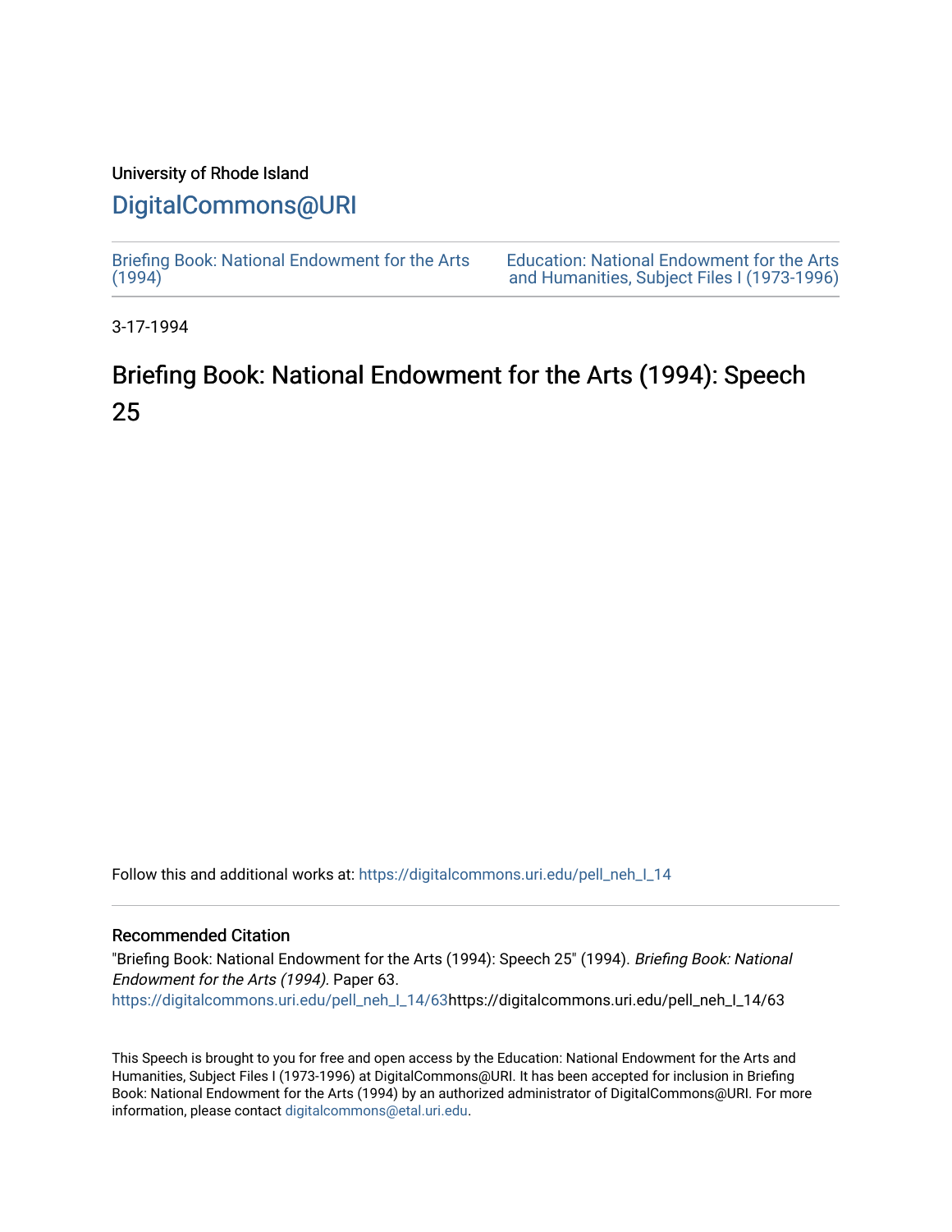University of Rhode Island

## DigitalCommons@URI

Briefing Book: National Endowment for the Arts (1994)

Education: National Endowment for the Arts and Humanities, Subject Files I (1973-1996)

3-17-1994

# Briefing Book: National Endowment for the Arts (1994): Speech 25

Follow this and additional works at: https://digitalcommons.uri.edu/pell_neh_I_14

### Recommended Citation

"Briefing Book: National Endowment for the Arts (1994): Speech 25" (1994). *Briefing Book: National Endowment for the Arts (1994).* Paper 63.
https://digitalcommons.uri.edu/pell_neh_I_14/63https://digitalcommons.uri.edu/pell_neh_I_14/63

This Speech is brought to you for free and open access by the Education: National Endowment for the Arts and Humanities, Subject Files I (1973-1996) at DigitalCommons@URI. It has been accepted for inclusion in Briefing Book: National Endowment for the Arts (1994) by an authorized administrator of DigitalCommons@URI. For more information, please contact digitalcommons@etal.uri.edu.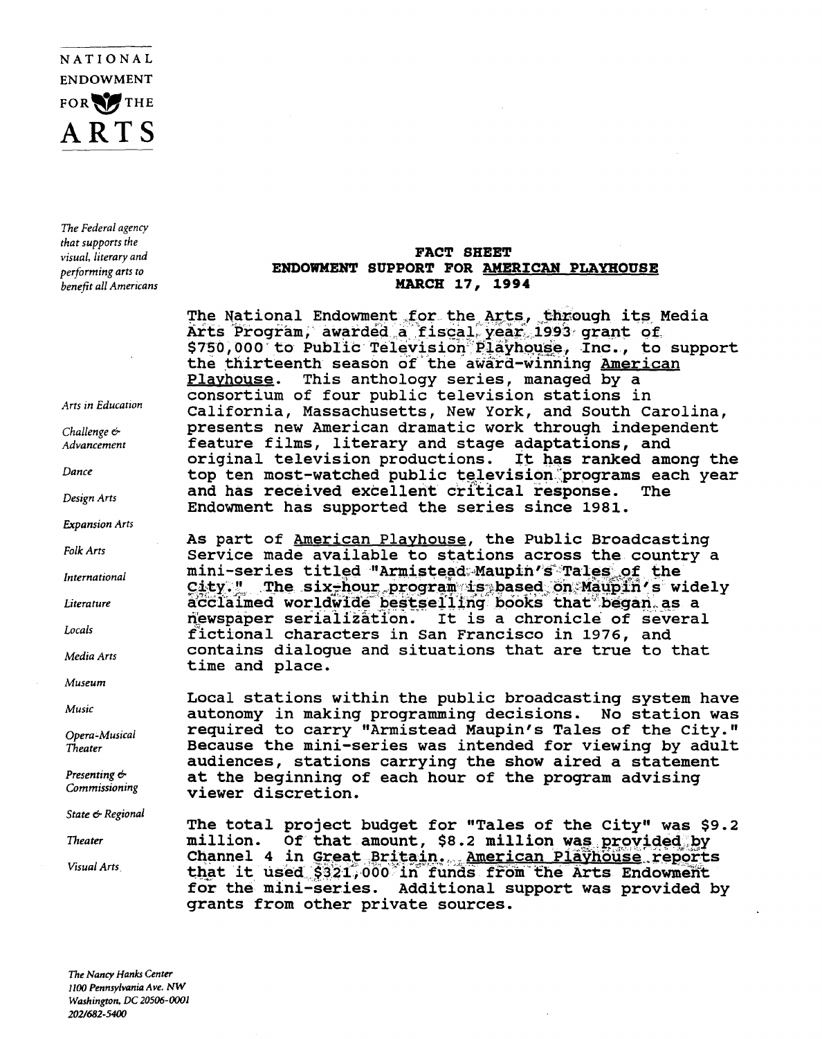NATIONAL ENDOWMENT FOR THE ARTS

*The Federal agency that supports the visual, literary and performing arts to benefit all Americans*

*Arts in Education*
*Challenge & Advancement*
*Dance*
*Design Arts*
*Expansion Arts*
*Folk Arts*
*International*
*Literature*
*Locals*
*Media Arts*
*Museum*
*Music*
*Opera-Musical Theater*
*Presenting & Commissioning*
*State & Regional*
*Theater*
*Visual Arts*

**FACT SHEET**
**ENDOWMENT SUPPORT FOR AMERICAN PLAYHOUSE**
**MARCH 17, 1994**

The National Endowment for the Arts, through its Media Arts Program, awarded a fiscal year 1993 grant of $750,000 to Public Television Playhouse, Inc., to support the thirteenth season of the award-winning American Playhouse. This anthology series, managed by a consortium of four public television stations in California, Massachusetts, New York, and South Carolina, presents new American dramatic work through independent feature films, literary and stage adaptations, and original television productions. It has ranked among the top ten most-watched public television programs each year and has received excellent critical response. The Endowment has supported the series since 1981.

As part of American Playhouse, the Public Broadcasting Service made available to stations across the country a mini-series titled "Armistead Maupin's Tales of the City." The six-hour program is based on Maupin's widely acclaimed worldwide bestselling books that began as a newspaper serialization. It is a chronicle of several fictional characters in San Francisco in 1976, and contains dialogue and situations that are true to that time and place.

Local stations within the public broadcasting system have autonomy in making programming decisions. No station was required to carry "Armistead Maupin's Tales of the City." Because the mini-series was intended for viewing by adult audiences, stations carrying the show aired a statement at the beginning of each hour of the program advising viewer discretion.

The total project budget for "Tales of the City" was $9.2 million. Of that amount, $8.2 million was provided by Channel 4 in Great Britain. American Playhouse reports that it used $321,000 in funds from the Arts Endowment for the mini-series. Additional support was provided by grants from other private sources.

*The Nancy Hanks Center*
*1100 Pennsylvania Ave. NW*
*Washington, DC 20506-0001*
*202/682-5400*